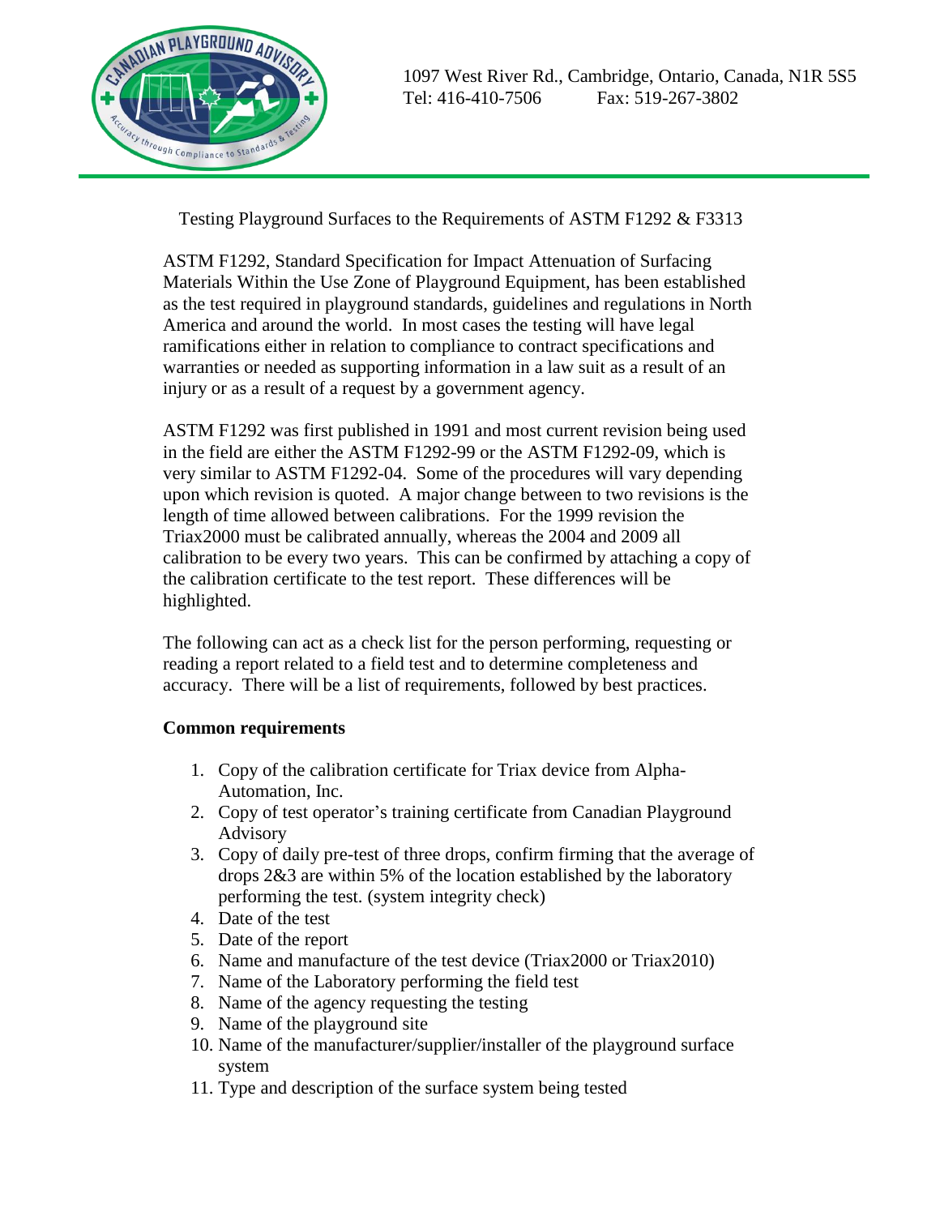1097 West River Rd., Cambridge, Ontario, Canada, N1R 5S5
Tel: 416-410-7506 Fax: 519-267-3802

Testing Playground Surfaces to the Requirements of ASTM F1292 & F3313

ASTM F1292, Standard Specification for Impact Attenuation of Surfacing Materials Within the Use Zone of Playground Equipment, has been established as the test required in playground standards, guidelines and regulations in North America and around the world. In most cases the testing will have legal ramifications either in relation to compliance to contract specifications and warranties or needed as supporting information in a law suit as a result of an injury or as a result of a request by a government agency.

ASTM F1292 was first published in 1991 and most current revision being used in the field are either the ASTM F1292-99 or the ASTM F1292-09, which is very similar to ASTM F1292-04. Some of the procedures will vary depending upon which revision is quoted. A major change between to two revisions is the length of time allowed between calibrations. For the 1999 revision the Triax2000 must be calibrated annually, whereas the 2004 and 2009 all calibration to be every two years. This can be confirmed by attaching a copy of the calibration certificate to the test report. These differences will be highlighted.

The following can act as a check list for the person performing, requesting or reading a report related to a field test and to determine completeness and accuracy. There will be a list of requirements, followed by best practices.

**Common requirements**

1. Copy of the calibration certificate for Triax device from Alpha-Automation, Inc.
2. Copy of test operator's training certificate from Canadian Playground Advisory
3. Copy of daily pre-test of three drops, confirm firming that the average of drops 2&3 are within 5% of the location established by the laboratory performing the test. (system integrity check)
4. Date of the test
5. Date of the report
6. Name and manufacture of the test device (Triax2000 or Triax2010)
7. Name of the Laboratory performing the field test
8. Name of the agency requesting the testing
9. Name of the playground site
10. Name of the manufacturer/supplier/installer of the playground surface system
11. Type and description of the surface system being tested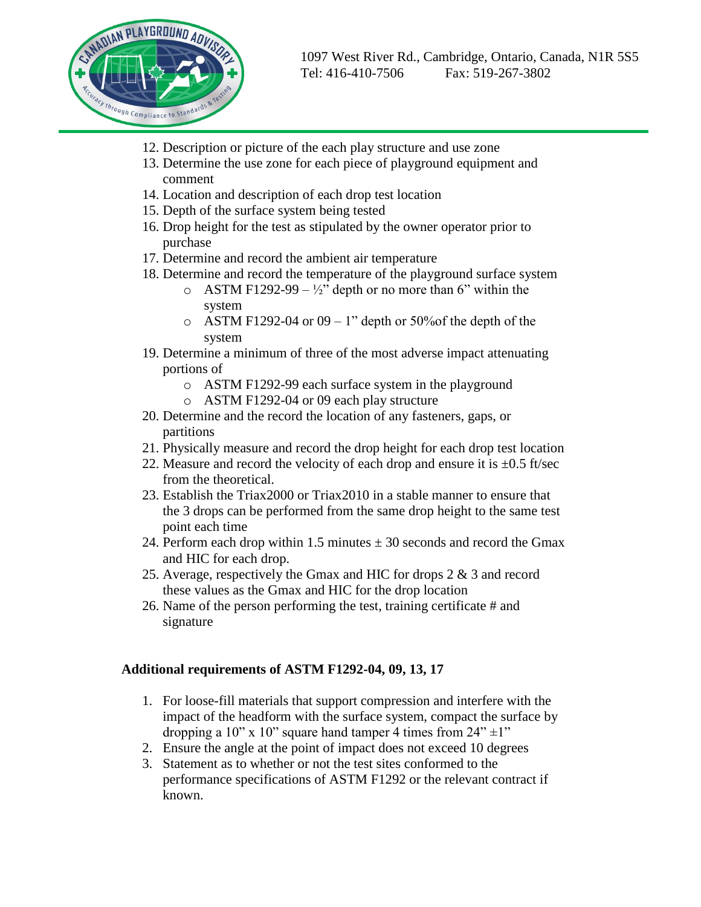12. Description or picture of the each play structure and use zone
13. Determine the use zone for each piece of playground equipment and comment
14. Location and description of each drop test location
15. Depth of the surface system being tested
16. Drop height for the test as stipulated by the owner operator prior to purchase
17. Determine and record the ambient air temperature
18. Determine and record the temperature of the playground surface system
    - ASTM F1292-99 – ½" depth or no more than 6" within the system
    - ASTM F1292-04 or 09 – 1" depth or 50%of the depth of the system
19. Determine a minimum of three of the most adverse impact attenuating portions of
    - ASTM F1292-99 each surface system in the playground
    - ASTM F1292-04 or 09 each play structure
20. Determine and the record the location of any fasteners, gaps, or partitions
21. Physically measure and record the drop height for each drop test location
22. Measure and record the velocity of each drop and ensure it is ±0.5 ft/sec from the theoretical.
23. Establish the Triax2000 or Triax2010 in a stable manner to ensure that the 3 drops can be performed from the same drop height to the same test point each time
24. Perform each drop within 1.5 minutes ± 30 seconds and record the Gmax and HIC for each drop.
25. Average, respectively the Gmax and HIC for drops 2 & 3 and record these values as the Gmax and HIC for the drop location
26. Name of the person performing the test, training certificate # and signature

**Additional requirements of ASTM F1292-04, 09, 13, 17**

1. For loose-fill materials that support compression and interfere with the impact of the headform with the surface system, compact the surface by dropping a 10" x 10" square hand tamper 4 times from 24" ±1"
2. Ensure the angle at the point of impact does not exceed 10 degrees
3. Statement as to whether or not the test sites conformed to the performance specifications of ASTM F1292 or the relevant contract if known.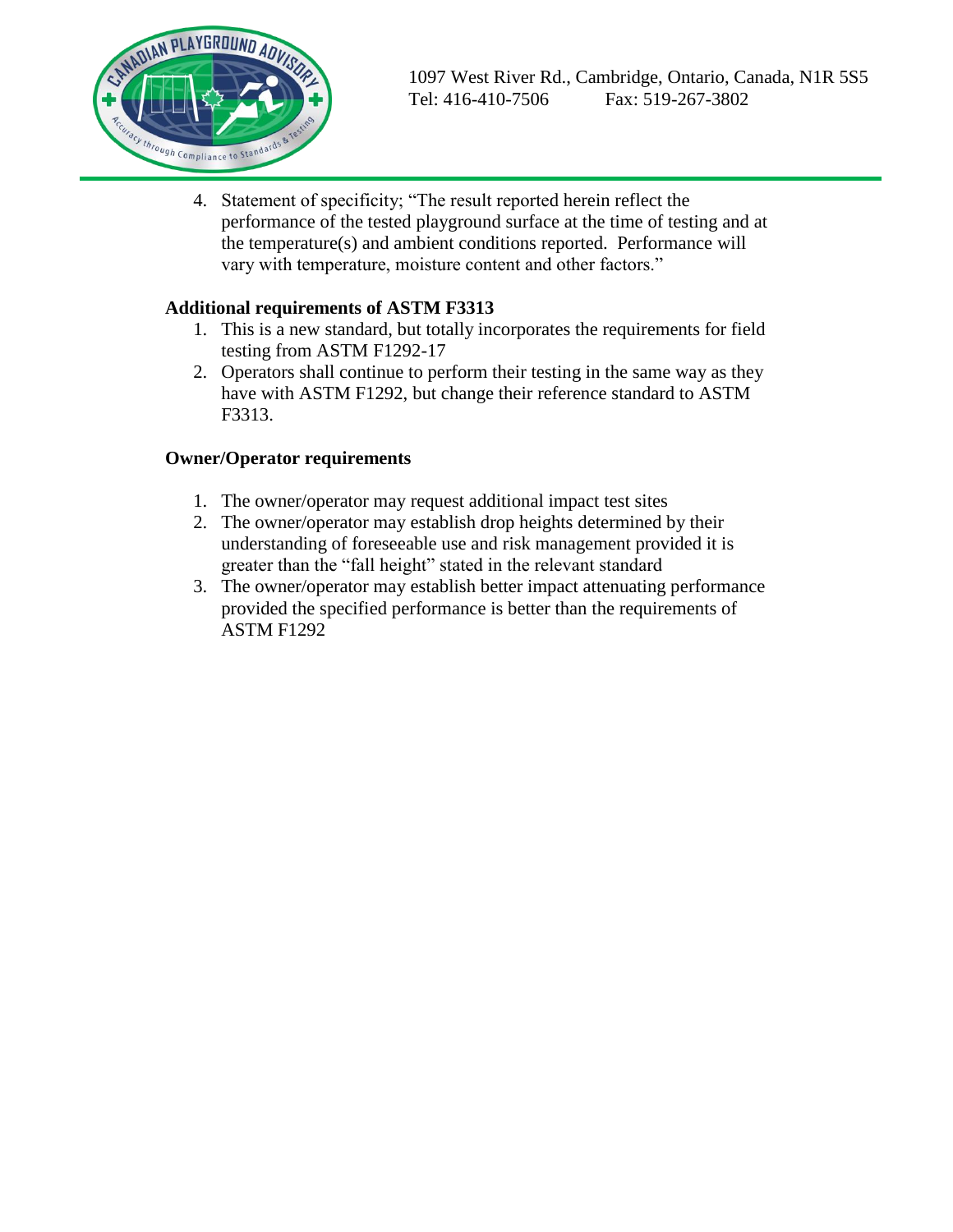4. Statement of specificity; "The result reported herein reflect the performance of the tested playground surface at the time of testing and at the temperature(s) and ambient conditions reported. Performance will vary with temperature, moisture content and other factors."

**Additional requirements of ASTM F3313**

1. This is a new standard, but totally incorporates the requirements for field testing from ASTM F1292-17
2. Operators shall continue to perform their testing in the same way as they have with ASTM F1292, but change their reference standard to ASTM F3313.

**Owner/Operator requirements**

1. The owner/operator may request additional impact test sites
2. The owner/operator may establish drop heights determined by their understanding of foreseeable use and risk management provided it is greater than the "fall height" stated in the relevant standard
3. The owner/operator may establish better impact attenuating performance provided the specified performance is better than the requirements of ASTM F1292